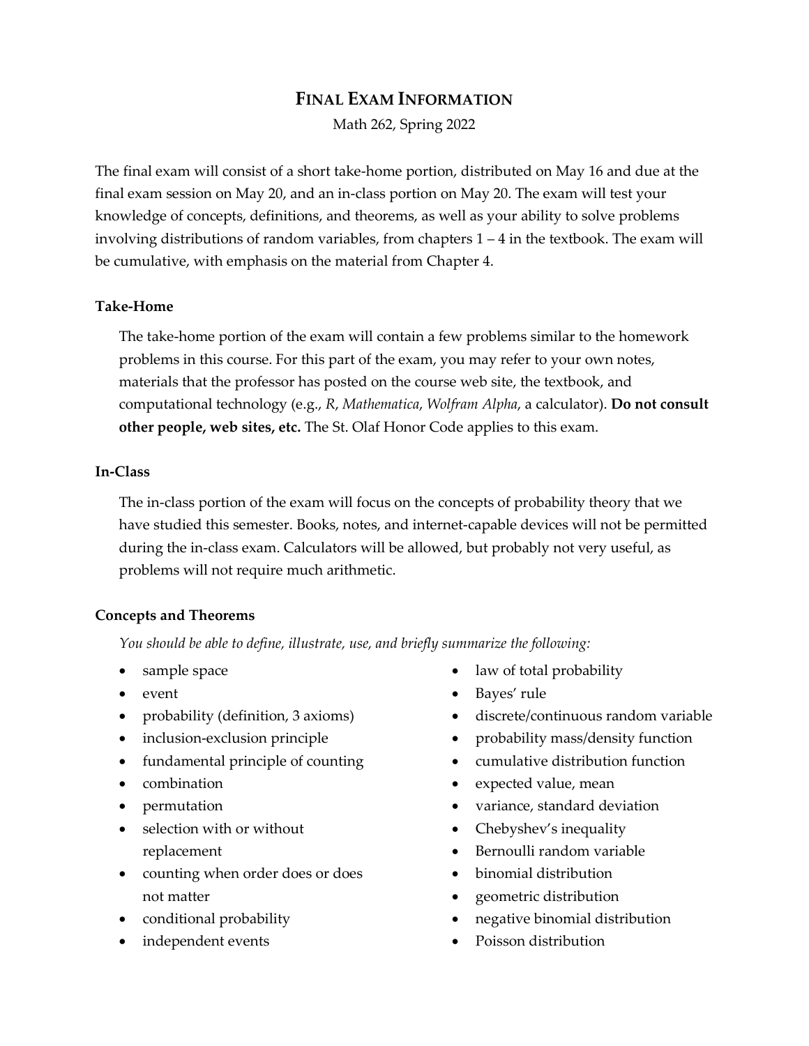# FINAL EXAM INFORMATION

Math 262, Spring 2022

The final exam will consist of a short take-home portion, distributed on May 16 and due at the final exam session on May 20, and an in-class portion on May 20. The exam will test your knowledge of concepts, definitions, and theorems, as well as your ability to solve problems involving distributions of random variables, from chapters 1 – 4 in the textbook. The exam will be cumulative, with emphasis on the material from Chapter 4.

### Take-Home

The take-home portion of the exam will contain a few problems similar to the homework problems in this course. For this part of the exam, you may refer to your own notes, materials that the professor has posted on the course web site, the textbook, and computational technology (e.g., *R*, *Mathematica*, *Wolfram Alpha*, a calculator). **Do not consult other people, web sites, etc.** The St. Olaf Honor Code applies to this exam.

### In-Class

The in-class portion of the exam will focus on the concepts of probability theory that we have studied this semester. Books, notes, and internet-capable devices will not be permitted during the in-class exam. Calculators will be allowed, but probably not very useful, as problems will not require much arithmetic.

### Concepts and Theorems

*You should be able to define, illustrate, use, and briefly summarize the following:*

- sample space
- event
- probability (definition, 3 axioms)
- inclusion-exclusion principle
- fundamental principle of counting
- combination
- permutation
- selection with or without replacement
- counting when order does or does not matter
- conditional probability
- independent events
- law of total probability
- Bayes' rule
- discrete/continuous random variable
- probability mass/density function
- cumulative distribution function
- expected value, mean
- variance, standard deviation
- Chebyshev's inequality
- Bernoulli random variable
- binomial distribution
- geometric distribution
- negative binomial distribution
- Poisson distribution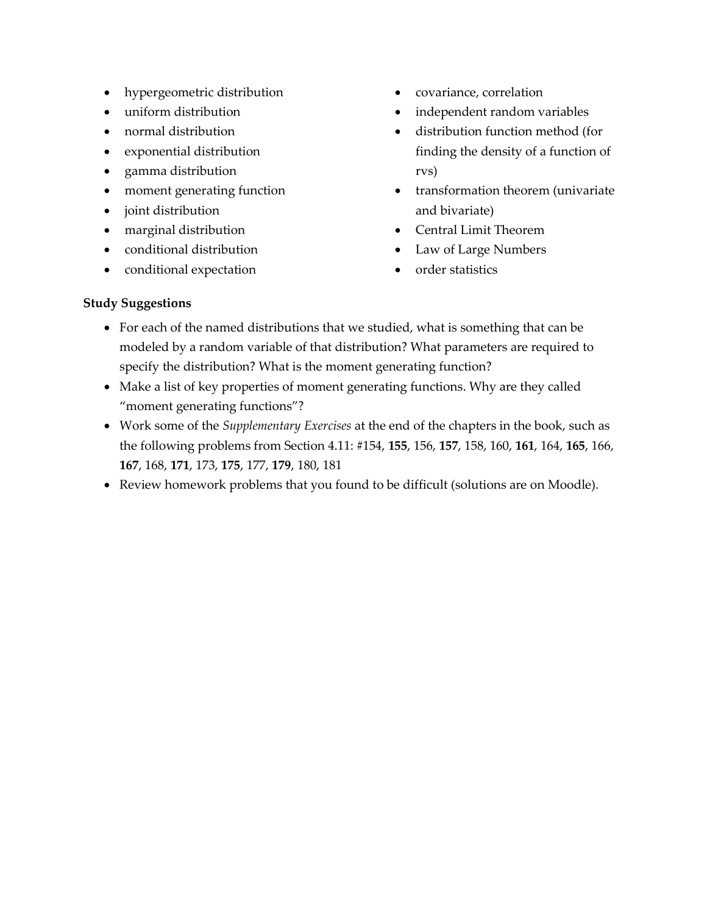- hypergeometric distribution
- uniform distribution
- normal distribution
- exponential distribution
- gamma distribution
- moment generating function
- joint distribution
- marginal distribution
- conditional distribution
- conditional expectation
- covariance, correlation
- independent random variables
- distribution function method (for finding the density of a function of rvs)
- transformation theorem (univariate and bivariate)
- Central Limit Theorem
- Law of Large Numbers
- order statistics

**Study Suggestions**

- For each of the named distributions that we studied, what is something that can be modeled by a random variable of that distribution? What parameters are required to specify the distribution? What is the moment generating function?
- Make a list of key properties of moment generating functions. Why are they called "moment generating functions"?
- Work some of the *Supplementary Exercises* at the end of the chapters in the book, such as the following problems from Section 4.11: #154, **155**, 156, **157**, 158, 160, **161**, 164, **165**, 166, **167**, 168, **171**, 173, **175**, 177, **179**, 180, 181
- Review homework problems that you found to be difficult (solutions are on Moodle).